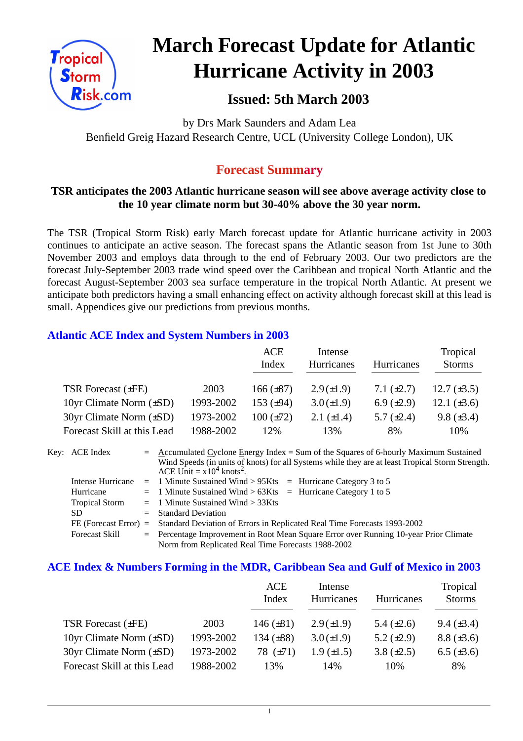# March Forecast Update for Atlantic Hurricane Activity in 2003

### Issued: 5th March 2003

by Drs Mark Saunders and Adam Lea
Benfield Greig Hazard Research Centre, UCL (University College London), UK

## Forecast Summary

**TSR anticipates the 2003 Atlantic hurricane season will see above average activity close to the 10 year climate norm but 30-40% above the 30 year norm.**

The TSR (Tropical Storm Risk) early March forecast update for Atlantic hurricane activity in 2003 continues to anticipate an active season. The forecast spans the Atlantic season from 1st June to 30th November 2003 and employs data through to the end of February 2003. Our two predictors are the forecast July-September 2003 trade wind speed over the Caribbean and tropical North Atlantic and the forecast August-September 2003 sea surface temperature in the tropical North Atlantic. At present we anticipate both predictors having a small enhancing effect on activity although forecast skill at this lead is small. Appendices give our predictions from previous months.

### Atlantic ACE Index and System Numbers in 2003

| | | ACE Index | Intense Hurricanes | Hurricanes | Tropical Storms |
|---|---|---|---|---|---|
| TSR Forecast (±FE) | 2003 | 166 (±87) | 2.9 (±1.9) | 7.1 (±2.7) | 12.7 (±3.5) |
| 10yr Climate Norm (±SD) | 1993-2002 | 153 (±94) | 3.0 (±1.9) | 6.9 (±2.9) | 12.1 (±3.6) |
| 30yr Climate Norm (±SD) | 1973-2002 | 100 (±72) | 2.1 (±1.4) | 5.7 (±2.4) | 9.8 (±3.4) |
| Forecast Skill at this Lead | 1988-2002 | 12% | 13% | 8% | 10% |

Key:
- ACE Index = Accumulated Cyclone Energy Index = Sum of the Squares of 6-hourly Maximum Sustained Wind Speeds (in units of knots) for all Systems while they are at least Tropical Storm Strength. ACE Unit = $x10^4$ knots$^2$.
- Intense Hurricane = 1 Minute Sustained Wind > 95Kts = Hurricane Category 3 to 5
- Hurricane = 1 Minute Sustained Wind > 63Kts = Hurricane Category 1 to 5
- Tropical Storm = 1 Minute Sustained Wind > 33Kts
- SD = Standard Deviation
- FE (Forecast Error) = Standard Deviation of Errors in Replicated Real Time Forecasts 1993-2002
- Forecast Skill = Percentage Improvement in Root Mean Square Error over Running 10-year Prior Climate Norm from Replicated Real Time Forecasts 1988-2002

### ACE Index & Numbers Forming in the MDR, Caribbean Sea and Gulf of Mexico in 2003

| | | ACE Index | Intense Hurricanes | Hurricanes | Tropical Storms |
|---|---|---|---|---|---|
| TSR Forecast (±FE) | 2003 | 146 (±81) | 2.9 (±1.9) | 5.4 (±2.6) | 9.4 (±3.4) |
| 10yr Climate Norm (±SD) | 1993-2002 | 134 (±88) | 3.0 (±1.9) | 5.2 (±2.9) | 8.8 (±3.6) |
| 30yr Climate Norm (±SD) | 1973-2002 | 78 (±71) | 1.9 (±1.5) | 3.8 (±2.5) | 6.5 (±3.6) |
| Forecast Skill at this Lead | 1988-2002 | 13% | 14% | 10% | 8% |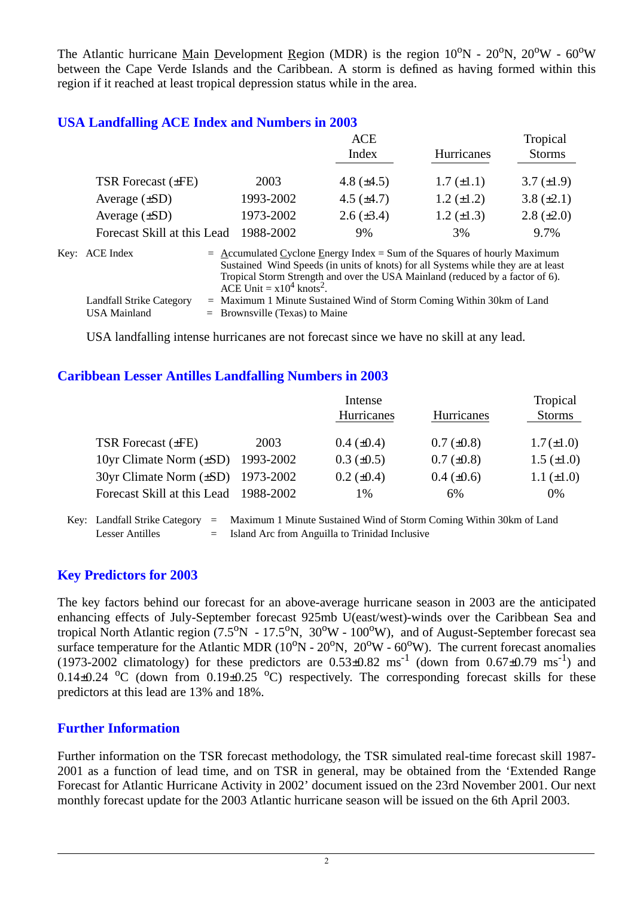The Atlantic hurricane Main Development Region (MDR) is the region $10^oN$ - $20^oN$, $20^oW$ - $60^oW$ between the Cape Verde Islands and the Caribbean. A storm is defined as having formed within this region if it reached at least tropical depression status while in the area.

## USA Landfalling ACE Index and Numbers in 2003

| | | ACE Index | Hurricanes | Tropical Storms |
|---|---|---|---|---|
| TSR Forecast (±FE) | 2003 | 4.8 (±4.5) | 1.7 (±1.1) | 3.7 (±1.9) |
| Average (±SD) | 1993-2002 | 4.5 (±4.7) | 1.2 (±1.2) | 3.8 (±2.1) |
| Average (±SD) | 1973-2002 | 2.6 (±3.4) | 1.2 (±1.3) | 2.8 (±2.0) |
| Forecast Skill at this Lead | 1988-2002 | 9% | 3% | 9.7% |

Key: ACE Index = Accumulated Cyclone Energy Index = Sum of the Squares of hourly Maximum Sustained Wind Speeds (in units of knots) for all Systems while they are at least Tropical Storm Strength and over the USA Mainland (reduced by a factor of 6). ACE Unit = $x10^4$ $knots^2$.

Landfall Strike Category = Maximum 1 Minute Sustained Wind of Storm Coming Within 30km of Land

USA Mainland = Brownsville (Texas) to Maine

USA landfalling intense hurricanes are not forecast since we have no skill at any lead.

## Caribbean Lesser Antilles Landfalling Numbers in 2003

| | | Intense Hurricanes | Hurricanes | Tropical Storms |
|---|---|---|---|---|
| TSR Forecast (±FE) | 2003 | 0.4 (±0.4) | 0.7 (±0.8) | 1.7 (±1.0) |
| 10yr Climate Norm (±SD) | 1993-2002 | 0.3 (±0.5) | 0.7 (±0.8) | 1.5 (±1.0) |
| 30yr Climate Norm (±SD) | 1973-2002 | 0.2 (±0.4) | 0.4 (±0.6) | 1.1 (±1.0) |
| Forecast Skill at this Lead | 1988-2002 | 1% | 6% | 0% |

Key: Landfall Strike Category = Maximum 1 Minute Sustained Wind of Storm Coming Within 30km of Land

Lesser Antilles = Island Arc from Anguilla to Trinidad Inclusive

## Key Predictors for 2003

The key factors behind our forecast for an above-average hurricane season in 2003 are the anticipated enhancing effects of July-September forecast 925mb U(east/west)-winds over the Caribbean Sea and tropical North Atlantic region ($7.5^oN$ - $17.5^oN$, $30^oW$ - $100^oW$), and of August-September forecast sea surface temperature for the Atlantic MDR ($10^oN$ - $20^oN$, $20^oW$ - $60^oW$). The current forecast anomalies (1973-2002 climatology) for these predictors are $0.53\pm0.82$ $ms^{-1}$ (down from $0.67\pm0.79$ $ms^{-1}$) and $0.14\pm0.24$ $^oC$ (down from $0.19\pm0.25$ $^oC$) respectively. The corresponding forecast skills for these predictors at this lead are 13% and 18%.

## Further Information

Further information on the TSR forecast methodology, the TSR simulated real-time forecast skill 1987-2001 as a function of lead time, and on TSR in general, may be obtained from the 'Extended Range Forecast for Atlantic Hurricane Activity in 2002' document issued on the 23rd November 2001. Our next monthly forecast update for the 2003 Atlantic hurricane season will be issued on the 6th April 2003.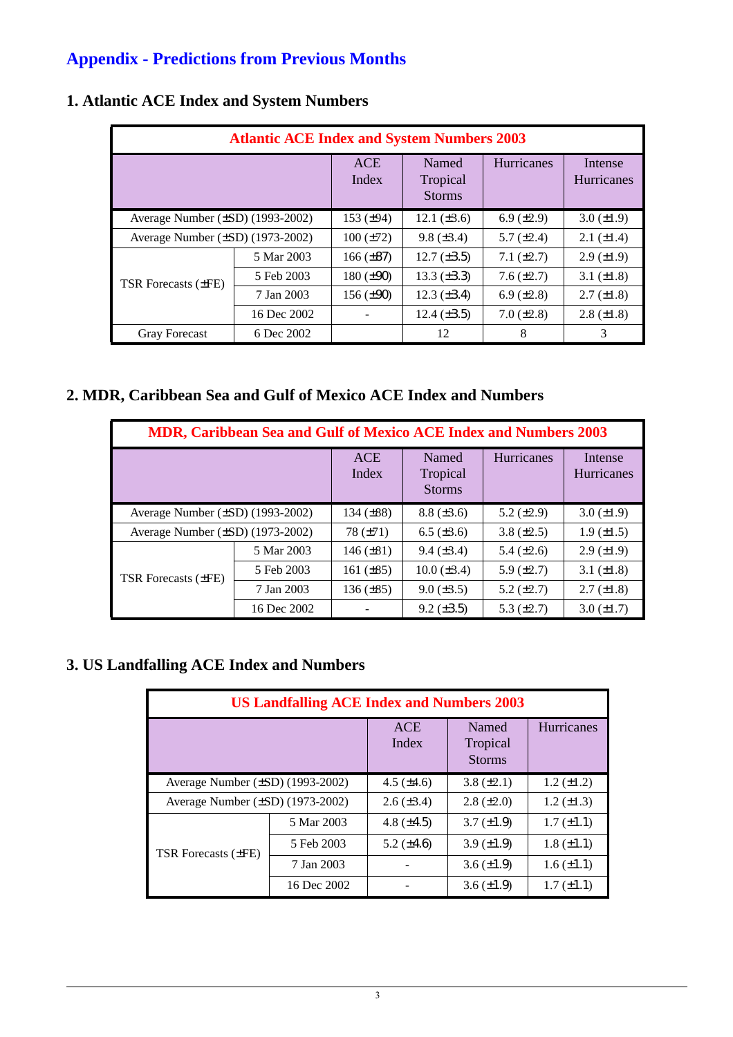## Appendix - Predictions from Previous Months

### 1. Atlantic ACE Index and System Numbers

| Atlantic ACE Index and System Numbers 2003 | | | | | |
|---|---|---|---|---|---|
| | | ACE Index | Named Tropical Storms | Hurricanes | Intense Hurricanes |
| Average Number (±SD) (1993-2002) | | 153 (±94) | 12.1 (±3.6) | 6.9 (±2.9) | 3.0 (±1.9) |
| Average Number (±SD) (1973-2002) | | 100 (±72) | 9.8 (±3.4) | 5.7 (±2.4) | 2.1 (±1.4) |
| TSR Forecasts (±FE) | 5 Mar 2003 | 166 (±87) | 12.7 (±3.5) | 7.1 (±2.7) | 2.9 (±1.9) |
| | 5 Feb 2003 | 180 (±90) | 13.3 (±3.3) | 7.6 (±2.7) | 3.1 (±1.8) |
| | 7 Jan 2003 | 156 (±90) | 12.3 (±3.4) | 6.9 (±2.8) | 2.7 (±1.8) |
| | 16 Dec 2002 | - | 12.4 (±3.5) | 7.0 (±2.8) | 2.8 (±1.8) |
| Gray Forecast | 6 Dec 2002 | | 12 | 8 | 3 |

### 2. MDR, Caribbean Sea and Gulf of Mexico ACE Index and Numbers

| MDR, Caribbean Sea and Gulf of Mexico ACE Index and Numbers 2003 | | | | | |
|---|---|---|---|---|---|
| | | ACE Index | Named Tropical Storms | Hurricanes | Intense Hurricanes |
| Average Number (±SD) (1993-2002) | | 134 (±88) | 8.8 (±3.6) | 5.2 (±2.9) | 3.0 (±1.9) |
| Average Number (±SD) (1973-2002) | | 78 (±71) | 6.5 (±3.6) | 3.8 (±2.5) | 1.9 (±1.5) |
| TSR Forecasts (±FE) | 5 Mar 2003 | 146 (±81) | 9.4 (±3.4) | 5.4 (±2.6) | 2.9 (±1.9) |
| | 5 Feb 2003 | 161 (±85) | 10.0 (±3.4) | 5.9 (±2.7) | 3.1 (±1.8) |
| | 7 Jan 2003 | 136 (±85) | 9.0 (±3.5) | 5.2 (±2.7) | 2.7 (±1.8) |
| | 16 Dec 2002 | - | 9.2 (±3.5) | 5.3 (±2.7) | 3.0 (±1.7) |

### 3. US Landfalling ACE Index and Numbers

| US Landfalling ACE Index and Numbers 2003 | | | | |
|---|---|---|---|---|
| | | ACE Index | Named Tropical Storms | Hurricanes |
| Average Number (±SD) (1993-2002) | | 4.5 (±4.6) | 3.8 (±2.1) | 1.2 (±1.2) |
| Average Number (±SD) (1973-2002) | | 2.6 (±3.4) | 2.8 (±2.0) | 1.2 (±1.3) |
| TSR Forecasts (±FE) | 5 Mar 2003 | 4.8 (±4.5) | 3.7 (±1.9) | 1.7 (±1.1) |
| | 5 Feb 2003 | 5.2 (±4.6) | 3.9 (±1.9) | 1.8 (±1.1) |
| | 7 Jan 2003 | - | 3.6 (±1.9) | 1.6 (±1.1) |
| | 16 Dec 2002 | - | 3.6 (±1.9) | 1.7 (±1.1) |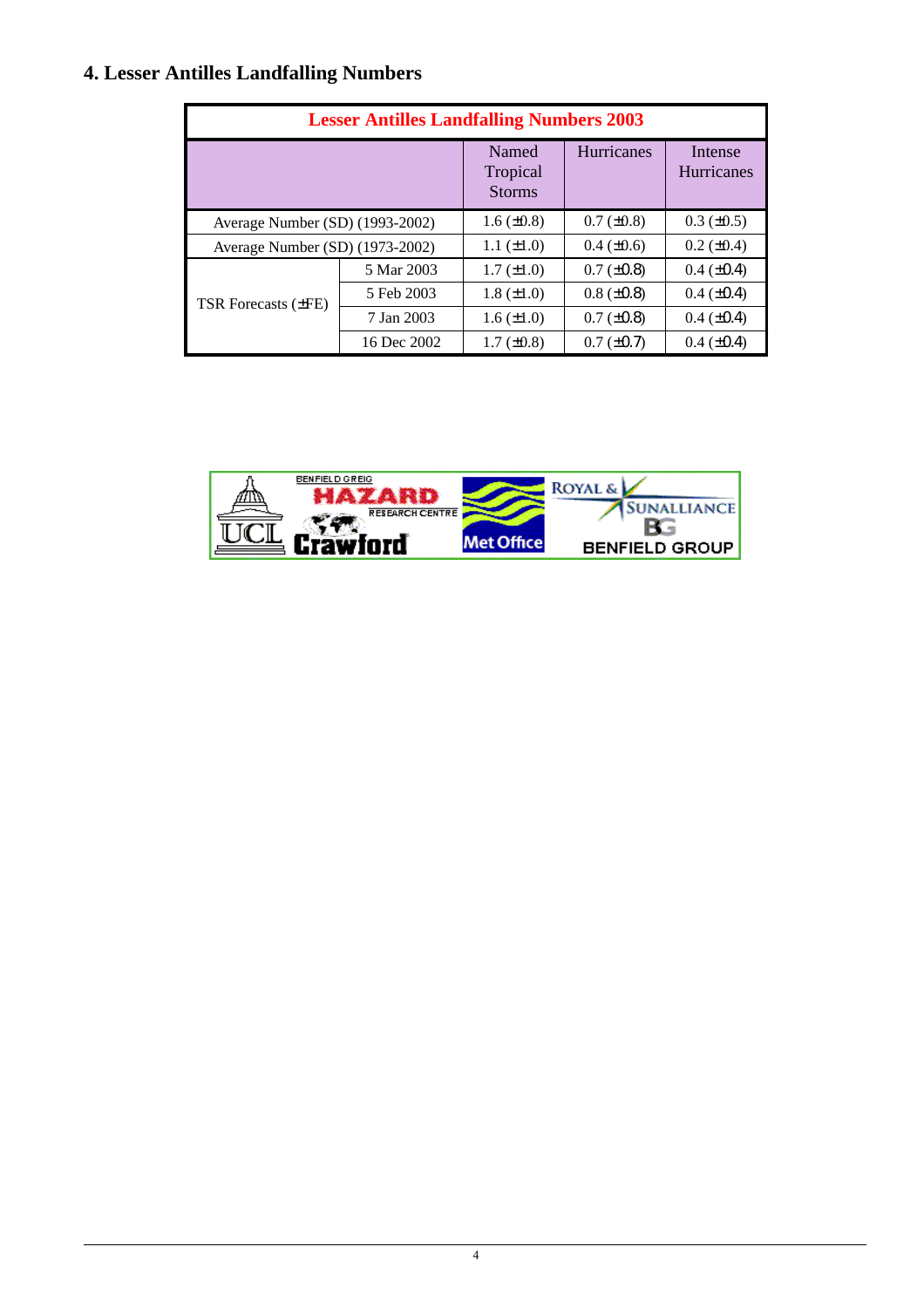## 4. Lesser Antilles Landfalling Numbers

| Lesser Antilles Landfalling Numbers 2003 | | | | |
|---|---|---|---|---|
| | | Named Tropical Storms | Hurricanes | Intense Hurricanes |
| Average Number (SD) (1993-2002) | | 1.6 (±0.8) | 0.7 (±0.8) | 0.3 (±0.5) |
| Average Number (SD) (1973-2002) | | 1.1 (±1.0) | 0.4 (±0.6) | 0.2 (±0.4) |
| TSR Forecasts (±FE) | 5 Mar 2003 | 1.7 (±1.0) | 0.7 (±0.8) | 0.4 (±0.4) |
| | 5 Feb 2003 | 1.8 (±1.0) | 0.8 (±0.8) | 0.4 (±0.4) |
| | 7 Jan 2003 | 1.6 (±1.0) | 0.7 (±0.8) | 0.4 (±0.4) |
| | 16 Dec 2002 | 1.7 (±0.8) | 0.7 (±0.7) | 0.4 (±0.4) |

UCL BENFIELD GREIG HAZARD RESEARCH CENTRE Crawford Met Office ROYAL & SUNALLIANCE BG BENFIELD GROUP